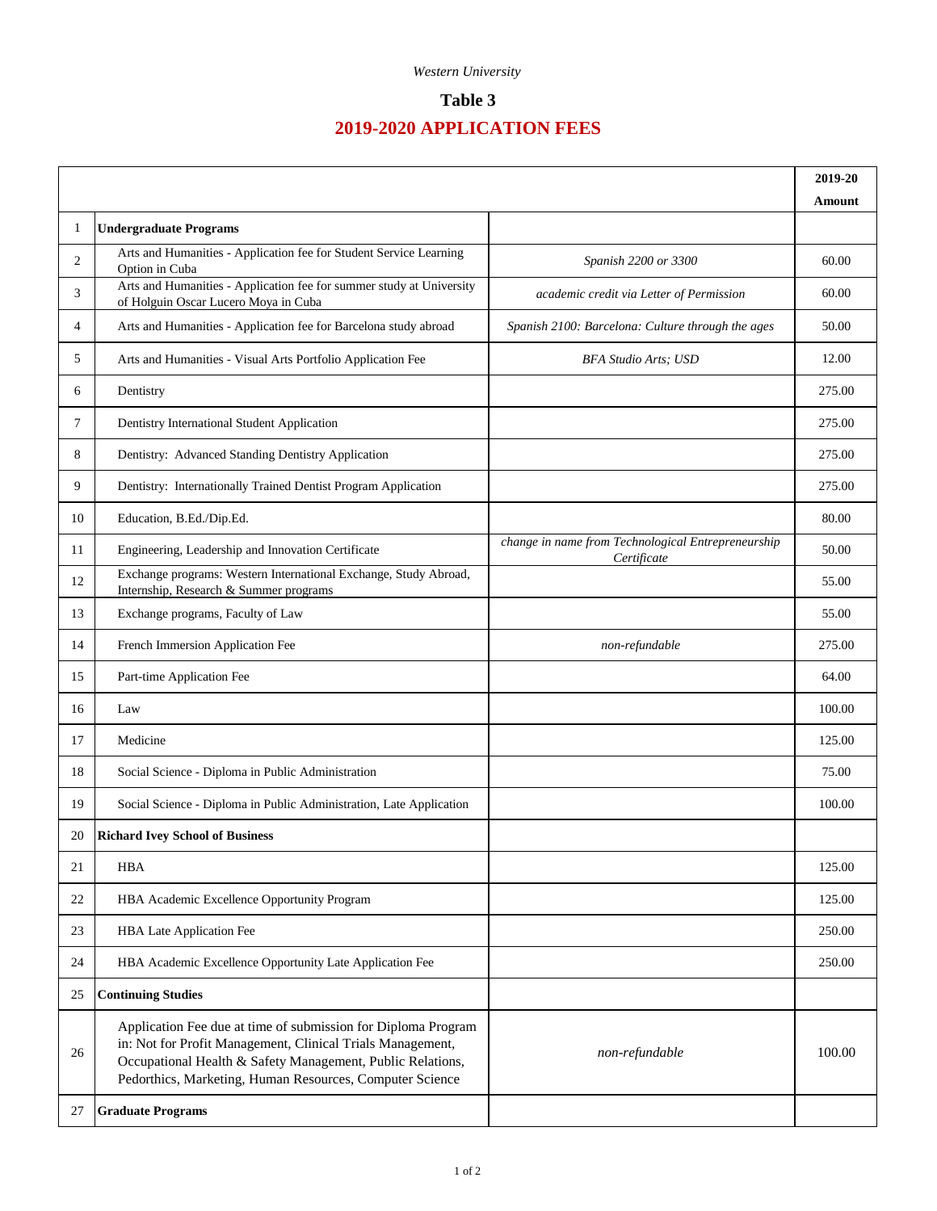*Western University*

# Table 3

## 2019-2020 APPLICATION FEES

| | | | 2019-20 Amount |
|---|---|---|---|
| 1 | **Undergraduate Programs** | | |
| 2 | Arts and Humanities - Application fee for Student Service Learning Option in Cuba | *Spanish 2200 or 3300* | 60.00 |
| 3 | Arts and Humanities - Application fee for summer study at University of Holguin Oscar Lucero Moya in Cuba | *academic credit via Letter of Permission* | 60.00 |
| 4 | Arts and Humanities - Application fee for Barcelona study abroad | *Spanish 2100: Barcelona: Culture through the ages* | 50.00 |
| 5 | Arts and Humanities - Visual Arts Portfolio Application Fee | *BFA Studio Arts; USD* | 12.00 |
| 6 | Dentistry | | 275.00 |
| 7 | Dentistry International Student Application | | 275.00 |
| 8 | Dentistry: Advanced Standing Dentistry Application | | 275.00 |
| 9 | Dentistry: Internationally Trained Dentist Program Application | | 275.00 |
| 10 | Education, B.Ed./Dip.Ed. | | 80.00 |
| 11 | Engineering, Leadership and Innovation Certificate | *change in name from Technological Entrepreneurship Certificate* | 50.00 |
| 12 | Exchange programs: Western International Exchange, Study Abroad, Internship, Research & Summer programs | | 55.00 |
| 13 | Exchange programs, Faculty of Law | | 55.00 |
| 14 | French Immersion Application Fee | *non-refundable* | 275.00 |
| 15 | Part-time Application Fee | | 64.00 |
| 16 | Law | | 100.00 |
| 17 | Medicine | | 125.00 |
| 18 | Social Science - Diploma in Public Administration | | 75.00 |
| 19 | Social Science - Diploma in Public Administration, Late Application | | 100.00 |
| 20 | **Richard Ivey School of Business** | | |
| 21 | HBA | | 125.00 |
| 22 | HBA Academic Excellence Opportunity Program | | 125.00 |
| 23 | HBA Late Application Fee | | 250.00 |
| 24 | HBA Academic Excellence Opportunity Late Application Fee | | 250.00 |
| 25 | **Continuing Studies** | | |
| 26 | Application Fee due at time of submission for Diploma Program in: Not for Profit Management, Clinical Trials Management, Occupational Health & Safety Management, Public Relations, Pedorthics, Marketing, Human Resources, Computer Science | *non-refundable* | 100.00 |
| 27 | **Graduate Programs** | | |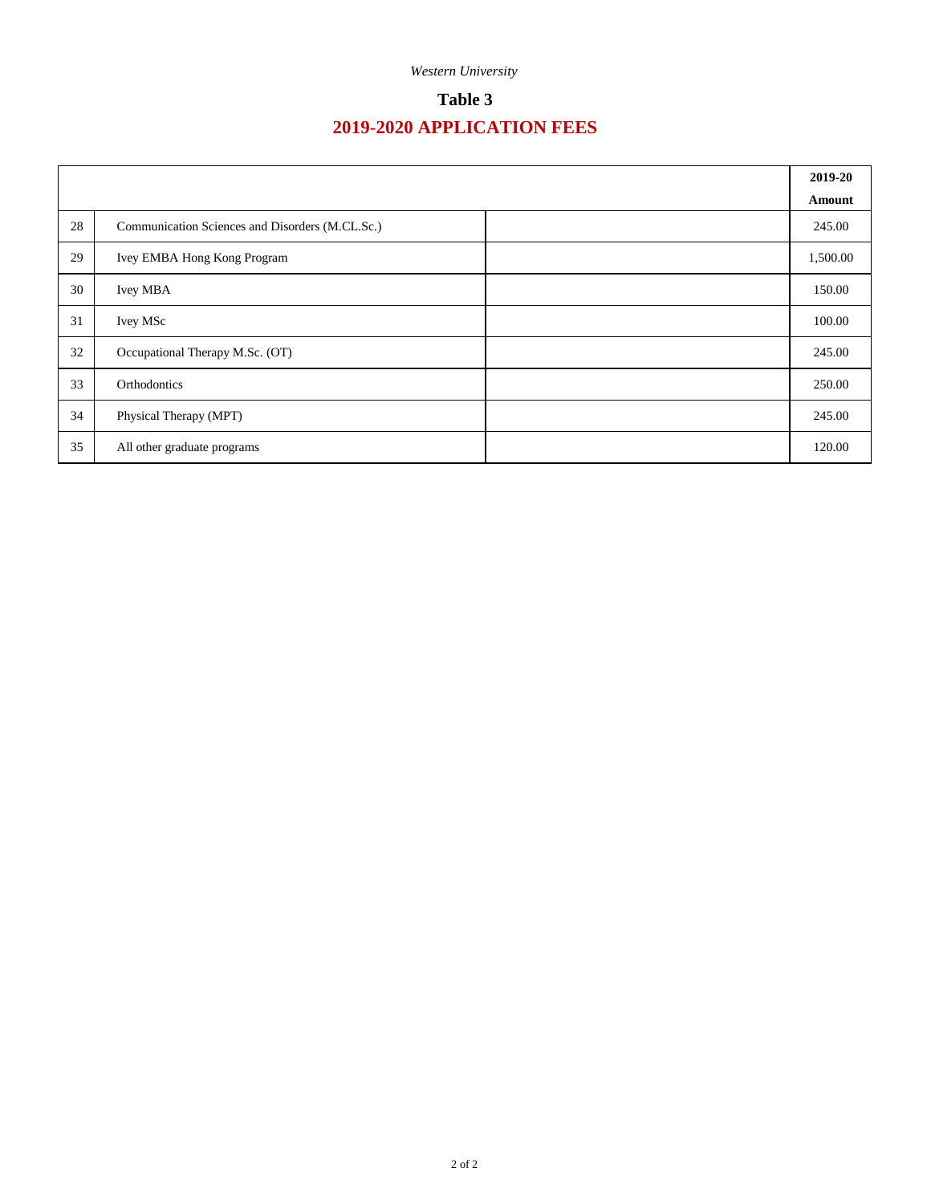*Western University*

# Table 3

## 2019-2020 APPLICATION FEES

| | | | 2019-20 Amount |
|---|---|---|---|
| 28 | Communication Sciences and Disorders (M.CL.Sc.) | | 245.00 |
| 29 | Ivey EMBA Hong Kong Program | | 1,500.00 |
| 30 | Ivey MBA | | 150.00 |
| 31 | Ivey MSc | | 100.00 |
| 32 | Occupational Therapy M.Sc. (OT) | | 245.00 |
| 33 | Orthodontics | | 250.00 |
| 34 | Physical Therapy (MPT) | | 245.00 |
| 35 | All other graduate programs | | 120.00 |